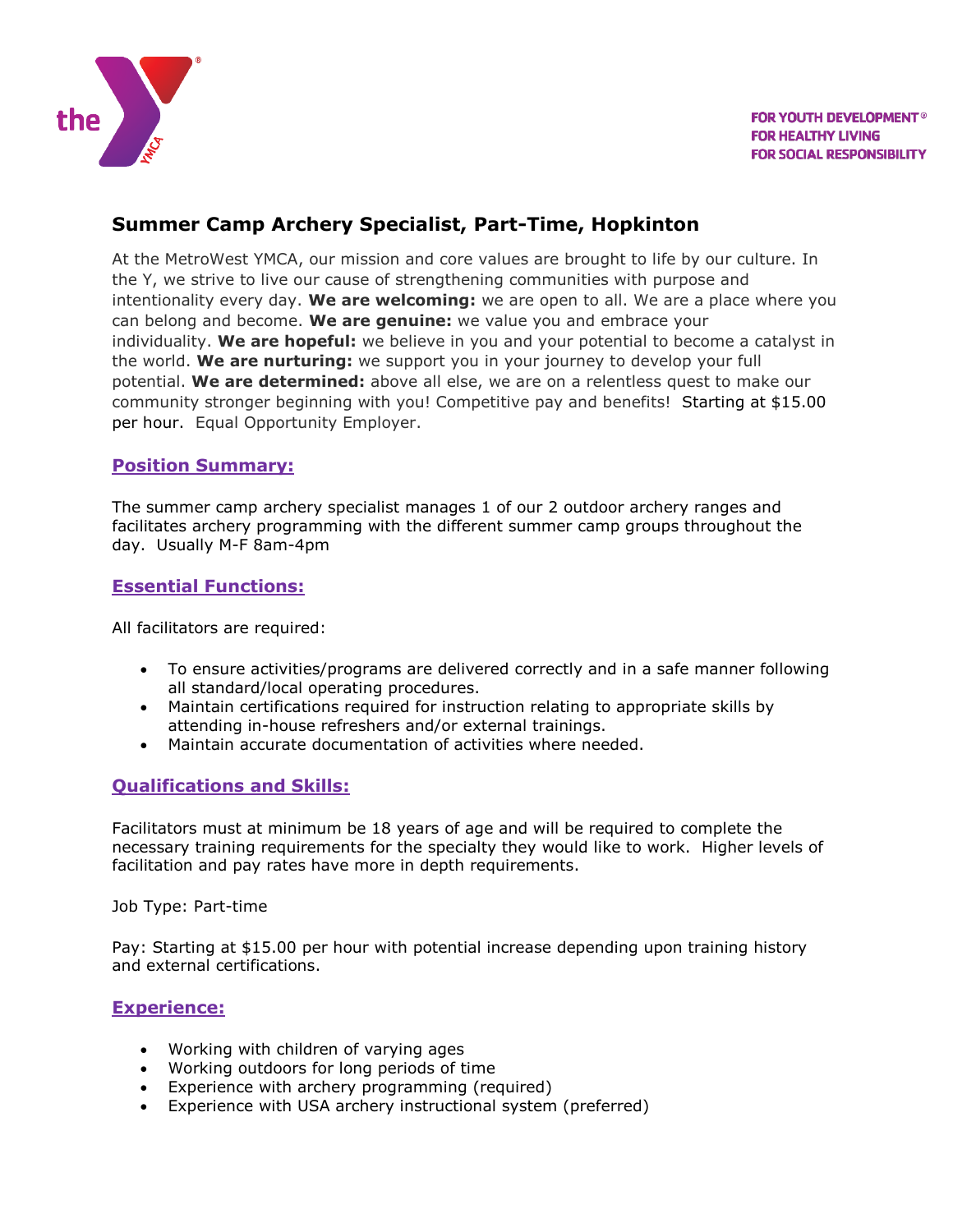FOR YOUTH DEVELOPMENT®
FOR HEALTHY LIVING
FOR SOCIAL RESPONSIBILITY

# Summer Camp Archery Specialist, Part-Time, Hopkinton

At the MetroWest YMCA, our mission and core values are brought to life by our culture. In the Y, we strive to live our cause of strengthening communities with purpose and intentionality every day. **We are welcoming:** we are open to all. We are a place where you can belong and become. **We are genuine:** we value you and embrace your individuality. **We are hopeful:** we believe in you and your potential to become a catalyst in the world. **We are nurturing:** we support you in your journey to develop your full potential. **We are determined:** above all else, we are on a relentless quest to make our community stronger beginning with you! Competitive pay and benefits! Starting at $15.00 per hour. Equal Opportunity Employer.

## Position Summary:

The summer camp archery specialist manages 1 of our 2 outdoor archery ranges and facilitates archery programming with the different summer camp groups throughout the day. Usually M-F 8am-4pm

## Essential Functions:

All facilitators are required:

- To ensure activities/programs are delivered correctly and in a safe manner following all standard/local operating procedures.
- Maintain certifications required for instruction relating to appropriate skills by attending in-house refreshers and/or external trainings.
- Maintain accurate documentation of activities where needed.

## Qualifications and Skills:

Facilitators must at minimum be 18 years of age and will be required to complete the necessary training requirements for the specialty they would like to work. Higher levels of facilitation and pay rates have more in depth requirements.

Job Type: Part-time

Pay: Starting at $15.00 per hour with potential increase depending upon training history and external certifications.

## Experience:

- Working with children of varying ages
- Working outdoors for long periods of time
- Experience with archery programming (required)
- Experience with USA archery instructional system (preferred)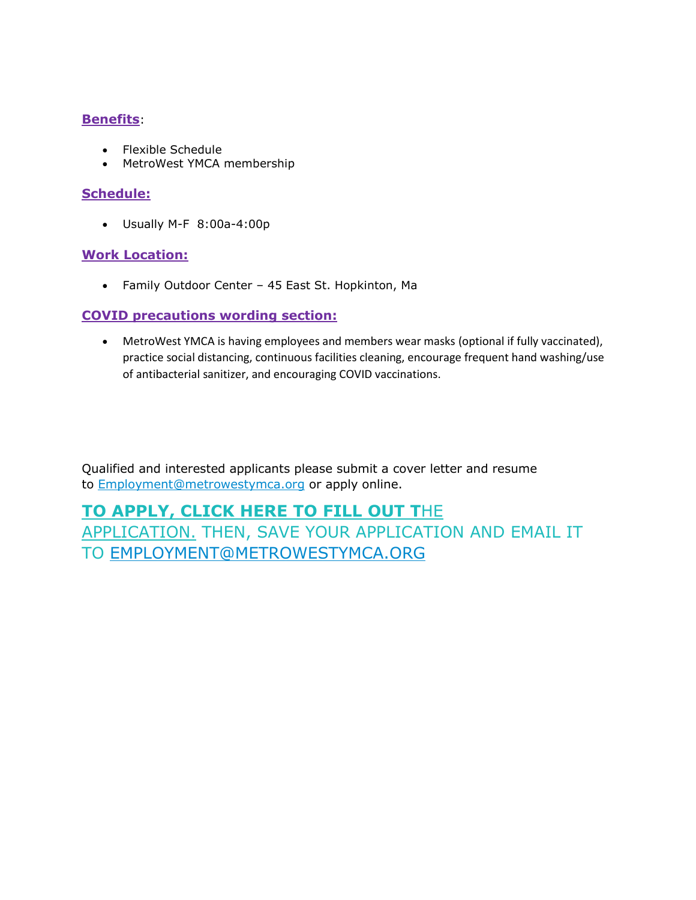**Benefits**:

- Flexible Schedule
- MetroWest YMCA membership

**Schedule:**

- Usually M-F 8:00a-4:00p

**Work Location:**

- Family Outdoor Center – 45 East St. Hopkinton, Ma

**COVID precautions wording section:**

- MetroWest YMCA is having employees and members wear masks (optional if fully vaccinated), practice social distancing, continuous facilities cleaning, encourage frequent hand washing/use of antibacterial sanitizer, and encouraging COVID vaccinations.

Qualified and interested applicants please submit a cover letter and resume to Employment@metrowestymca.org or apply online.

**TO APPLY, CLICK HERE TO FILL OUT THE APPLICATION.** THEN, SAVE YOUR APPLICATION AND EMAIL IT TO EMPLOYMENT@METROWESTYMCA.ORG